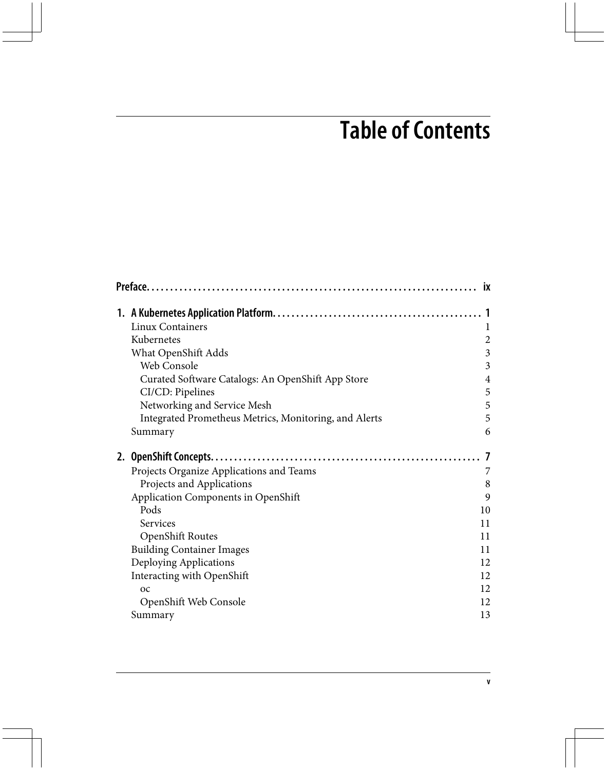# Table of Contents

**Preface** ix

**1. A Kubernetes Application Platform** 1

- Linux Containers 1
- Kubernetes 2
- What OpenShift Adds 3
  - Web Console 3
  - Curated Software Catalogs: An OpenShift App Store 4
  - CI/CD: Pipelines 5
  - Networking and Service Mesh 5
  - Integrated Prometheus Metrics, Monitoring, and Alerts 5
- Summary 6

**2. OpenShift Concepts** 7

- Projects Organize Applications and Teams 7
  - Projects and Applications 8
- Application Components in OpenShift 9
  - Pods 10
  - Services 11
  - OpenShift Routes 11
- Building Container Images 11
- Deploying Applications 12
- Interacting with OpenShift 12
  - oc 12
  - OpenShift Web Console 12
- Summary 13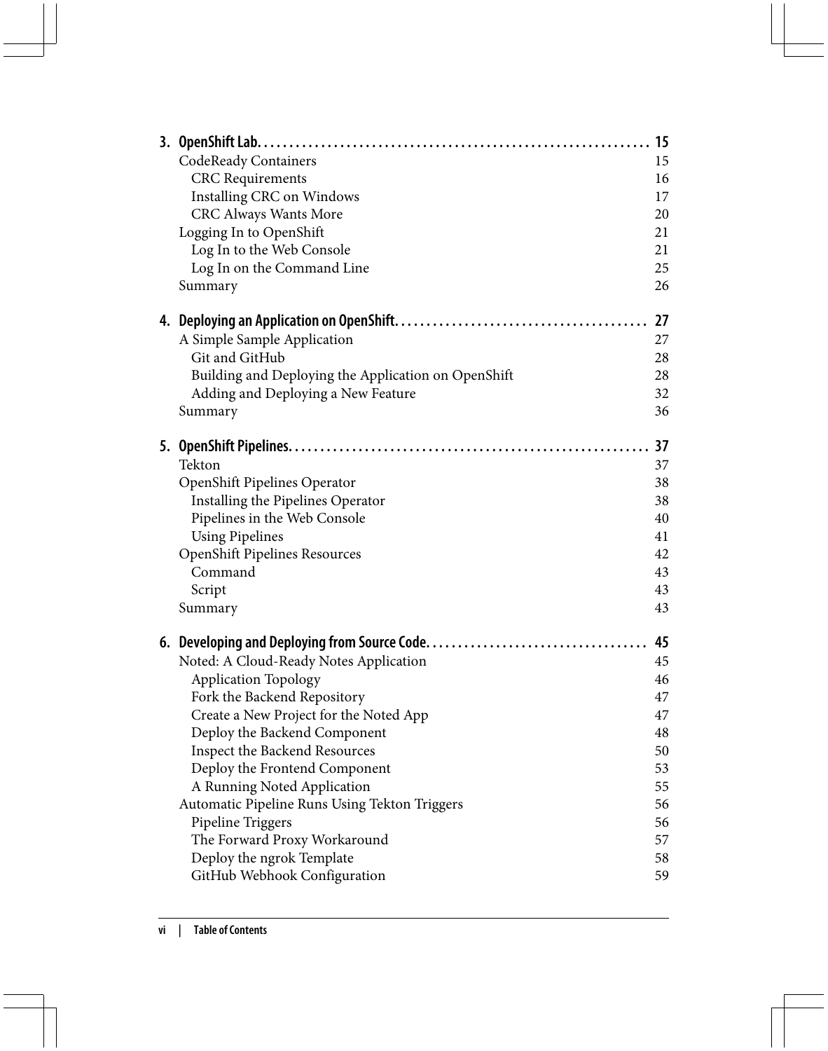**3. OpenShift Lab. . . . . . . . . . . . . . . . . . . . . . . . . . . . . . . . . . . . . . . . . . . . . . . . . . . . . . . . . . . 15**

CodeReady Containers 15
- CRC Requirements 16
- Installing CRC on Windows 17
- CRC Always Wants More 20

Logging In to OpenShift 21
- Log In to the Web Console 21
- Log In on the Command Line 25

Summary 26

**4. Deploying an Application on OpenShift. . . . . . . . . . . . . . . . . . . . . . . . . . . . . . . . . . . . . . 27**

A Simple Sample Application 27
- Git and GitHub 28
- Building and Deploying the Application on OpenShift 28
- Adding and Deploying a New Feature 32

Summary 36

**5. OpenShift Pipelines. . . . . . . . . . . . . . . . . . . . . . . . . . . . . . . . . . . . . . . . . . . . . . . . . . . . . . . 37**

Tekton 37

OpenShift Pipelines Operator 38
- Installing the Pipelines Operator 38
- Pipelines in the Web Console 40
- Using Pipelines 41

OpenShift Pipelines Resources 42
- Command 43
- Script 43

Summary 43

**6. Developing and Deploying from Source Code. . . . . . . . . . . . . . . . . . . . . . . . . . . . . . . . . . 45**

Noted: A Cloud-Ready Notes Application 45
- Application Topology 46
- Fork the Backend Repository 47
- Create a New Project for the Noted App 47
- Deploy the Backend Component 48
- Inspect the Backend Resources 50
- Deploy the Frontend Component 53
- A Running Noted Application 55

Automatic Pipeline Runs Using Tekton Triggers 56
- Pipeline Triggers 56
- The Forward Proxy Workaround 57
- Deploy the ngrok Template 58
- GitHub Webhook Configuration 59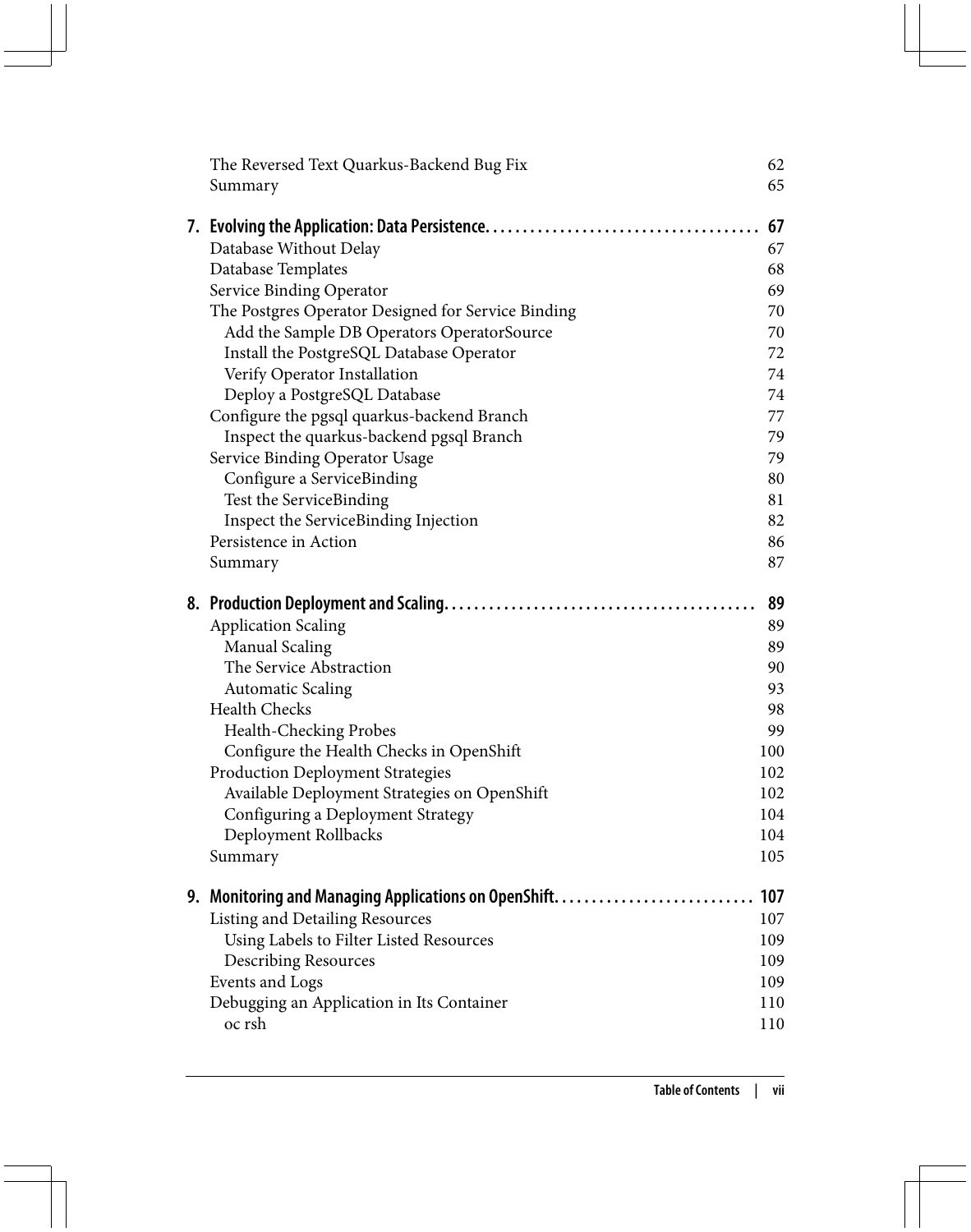The Reversed Text Quarkus-Backend Bug Fix 62
Summary 65

**7. Evolving the Application: Data Persistence. . . . . . . . . . . . . . . . . . . . . . . . . . . . . . . . . . . . 67**

Database Without Delay 67
Database Templates 68
Service Binding Operator 69
The Postgres Operator Designed for Service Binding 70
- Add the Sample DB Operators OperatorSource 70
- Install the PostgreSQL Database Operator 72
- Verify Operator Installation 74
- Deploy a PostgreSQL Database 74

Configure the pgsql quarkus-backend Branch 77
- Inspect the quarkus-backend pgsql Branch 79

Service Binding Operator Usage 79
- Configure a ServiceBinding 80
- Test the ServiceBinding 81
- Inspect the ServiceBinding Injection 82

Persistence in Action 86
Summary 87

**8. Production Deployment and Scaling. . . . . . . . . . . . . . . . . . . . . . . . . . . . . . . . . . . . . . . . . . 89**

Application Scaling 89
- Manual Scaling 89
- The Service Abstraction 90
- Automatic Scaling 93

Health Checks 98
- Health-Checking Probes 99
- Configure the Health Checks in OpenShift 100

Production Deployment Strategies 102
- Available Deployment Strategies on OpenShift 102
- Configuring a Deployment Strategy 104
- Deployment Rollbacks 104

Summary 105

**9. Monitoring and Managing Applications on OpenShift. . . . . . . . . . . . . . . . . . . . . . . . . . 107**

Listing and Detailing Resources 107
- Using Labels to Filter Listed Resources 109
- Describing Resources 109

Events and Logs 109
Debugging an Application in Its Container 110
- oc rsh 110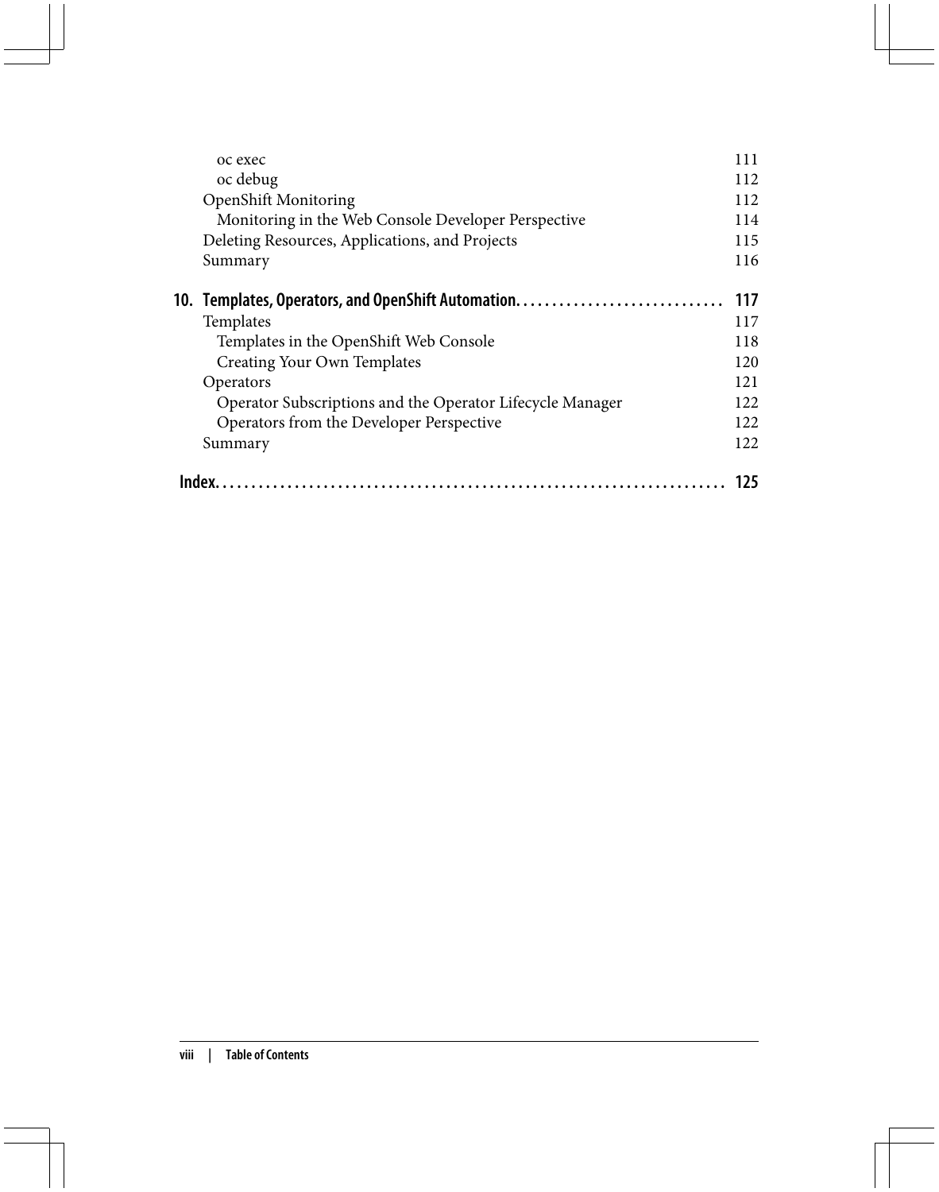oc exec 111
oc debug 112
OpenShift Monitoring 112
Monitoring in the Web Console Developer Perspective 114
Deleting Resources, Applications, and Projects 115
Summary 116

**10. Templates, Operators, and OpenShift Automation. . . . . . . . . . . . . . . . . . . . . . . . . . . . . 117**
Templates 117
Templates in the OpenShift Web Console 118
Creating Your Own Templates 120
Operators 121
Operator Subscriptions and the Operator Lifecycle Manager 122
Operators from the Developer Perspective 122
Summary 122

**Index. . . . . . . . . . . . . . . . . . . . . . . . . . . . . . . . . . . . . . . . . . . . . . . . . . . . . . . . . . . . . . . . . . . 125**